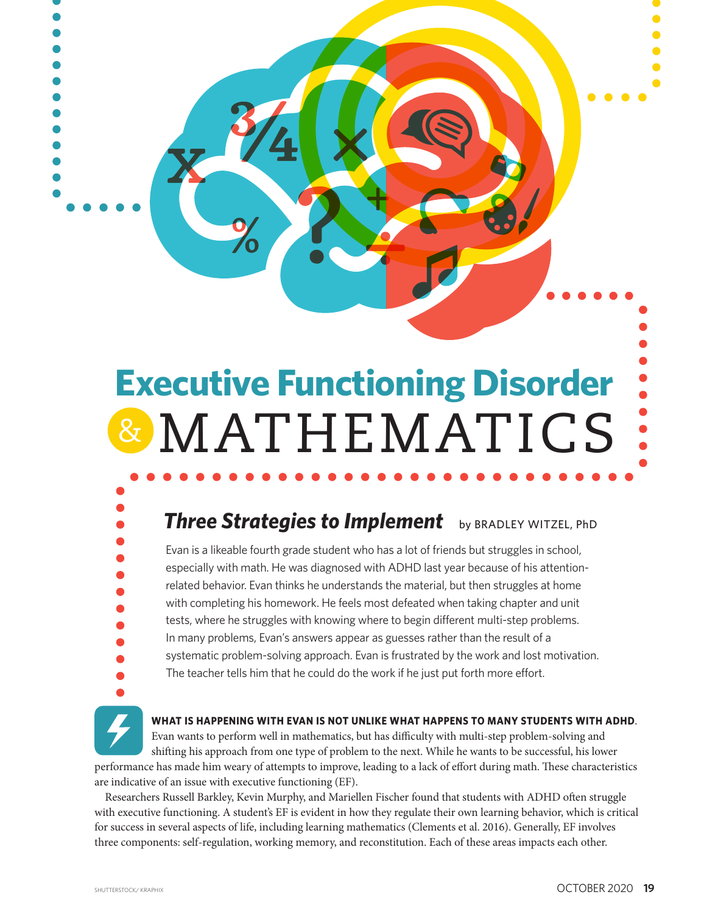# Executive Functioning Disorder & MATHEMATICS

## *Three Strategies to Implement*

by BRADLEY WITZEL, PhD

Evan is a likeable fourth grade student who has a lot of friends but struggles in school, especially with math. He was diagnosed with ADHD last year because of his attention-related behavior. Evan thinks he understands the material, but then struggles at home with completing his homework. He feels most defeated when taking chapter and unit tests, where he struggles with knowing where to begin different multi-step problems. In many problems, Evan's answers appear as guesses rather than the result of a systematic problem-solving approach. Evan is frustrated by the work and lost motivation. The teacher tells him that he could do the work if he just put forth more effort.

**WHAT IS HAPPENING WITH EVAN IS NOT UNLIKE WHAT HAPPENS TO MANY STUDENTS WITH ADHD**. Evan wants to perform well in mathematics, but has difficulty with multi-step problem-solving and shifting his approach from one type of problem to the next. While he wants to be successful, his lower performance has made him weary of attempts to improve, leading to a lack of effort during math. These characteristics are indicative of an issue with executive functioning (EF).

Researchers Russell Barkley, Kevin Murphy, and Mariellen Fischer found that students with ADHD often struggle with executive functioning. A student's EF is evident in how they regulate their own learning behavior, which is critical for success in several aspects of life, including learning mathematics (Clements et al. 2016). Generally, EF involves three components: self-regulation, working memory, and reconstitution. Each of these areas impacts each other.

SHUTTERSTOCK/ KRAPHIX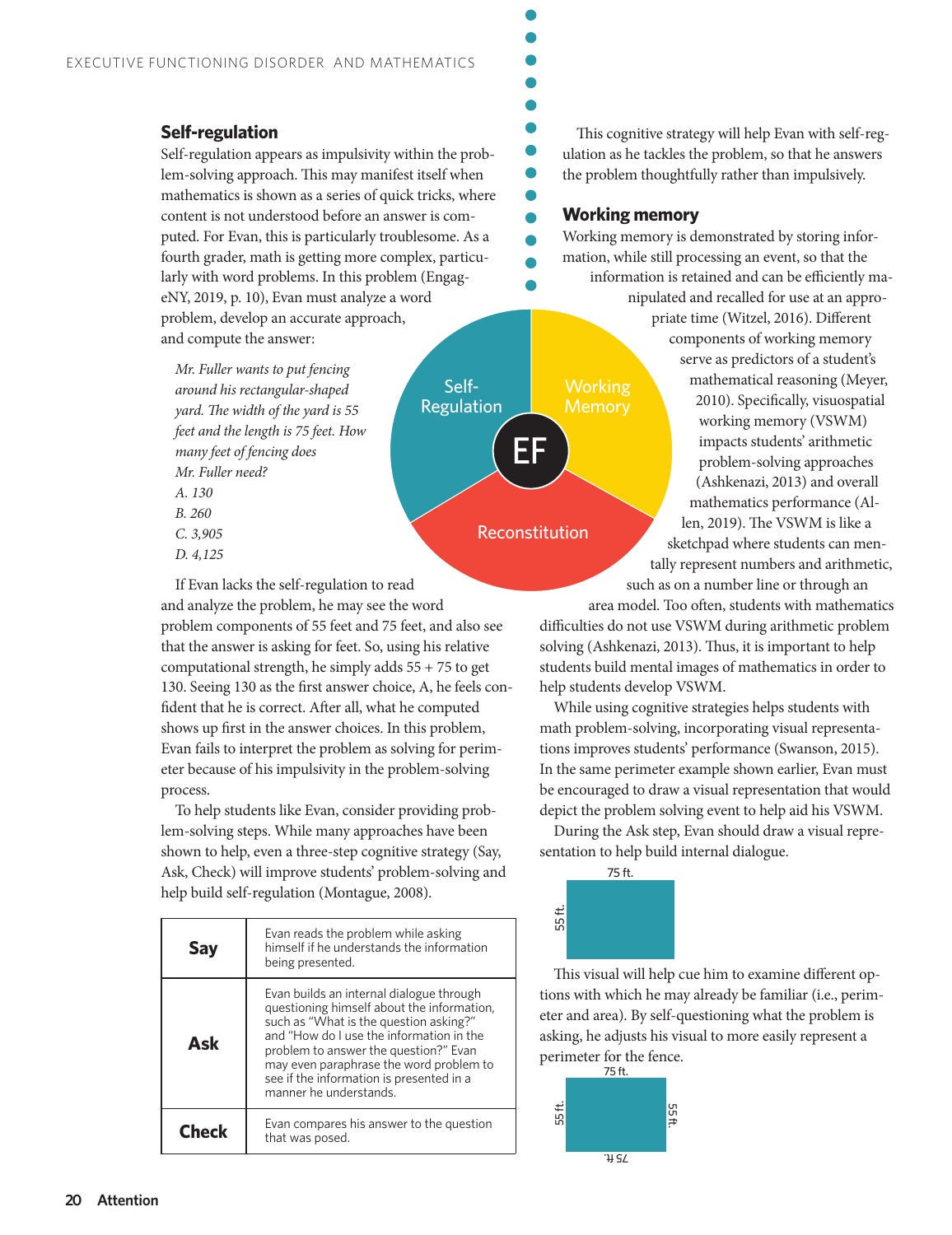## Self-regulation

Self-regulation appears as impulsivity within the problem-solving approach. This may manifest itself when mathematics is shown as a series of quick tricks, where content is not understood before an answer is computed. For Evan, this is particularly troublesome. As a fourth grader, math is getting more complex, particularly with word problems. In this problem (EngageNY, 2019, p. 10), Evan must analyze a word problem, develop an accurate approach, and compute the answer:

> *Mr. Fuller wants to put fencing around his rectangular-shaped yard. The width of the yard is 55 feet and the length is 75 feet. How many feet of fencing does Mr. Fuller need?*
> *A. 130*
> *B. 260*
> *C. 3,905*
> *D. 4,125*

If Evan lacks the self-regulation to read and analyze the problem, he may see the word problem components of 55 feet and 75 feet, and also see that the answer is asking for feet. So, using his relative computational strength, he simply adds 55 + 75 to get 130. Seeing 130 as the first answer choice, A, he feels confident that he is correct. After all, what he computed shows up first in the answer choices. In this problem, Evan fails to interpret the problem as solving for perimeter because of his impulsivity in the problem-solving process.

To help students like Evan, consider providing problem-solving steps. While many approaches have been shown to help, even a three-step cognitive strategy (Say, Ask, Check) will improve students' problem-solving and help build self-regulation (Montague, 2008).

| | |
|---|---|
| **Say** | Evan reads the problem while asking himself if he understands the information being presented. |
| **Ask** | Evan builds an internal dialogue through questioning himself about the information, such as "What is the question asking?" and "How do I use the information in the problem to answer the question?" Evan may even paraphrase the word problem to see if the information is presented in a manner he understands. |
| **Check** | Evan compares his answer to the question that was posed. |

This cognitive strategy will help Evan with self-regulation as he tackles the problem, so that he answers the problem thoughtfully rather than impulsively.

Self-Regulation · Working Memory · Reconstitution · EF

## Working memory

Working memory is demonstrated by storing information, while still processing an event, so that the information is retained and can be efficiently manipulated and recalled for use at an appropriate time (Witzel, 2016). Different components of working memory serve as predictors of a student's mathematical reasoning (Meyer, 2010). Specifically, visuospatial working memory (VSWM) impacts students' arithmetic problem-solving approaches (Ashkenazi, 2013) and overall mathematics performance (Allen, 2019). The VSWM is like a sketchpad where students can mentally represent numbers and arithmetic, such as on a number line or through an area model. Too often, students with mathematics difficulties do not use VSWM during arithmetic problem solving (Ashkenazi, 2013). Thus, it is important to help students build mental images of mathematics in order to help students develop VSWM.

While using cognitive strategies helps students with math problem-solving, incorporating visual representations improves students' performance (Swanson, 2015). In the same perimeter example shown earlier, Evan must be encouraged to draw a visual representation that would depict the problem solving event to help aid his VSWM.

During the Ask step, Evan should draw a visual representation to help build internal dialogue.

75 ft.
55 ft.

This visual will help cue him to examine different options with which he may already be familiar (i.e., perimeter and area). By self-questioning what the problem is asking, he adjusts his visual to more easily represent a perimeter for the fence.

75 ft.
55 ft. 55 ft.
75 ft.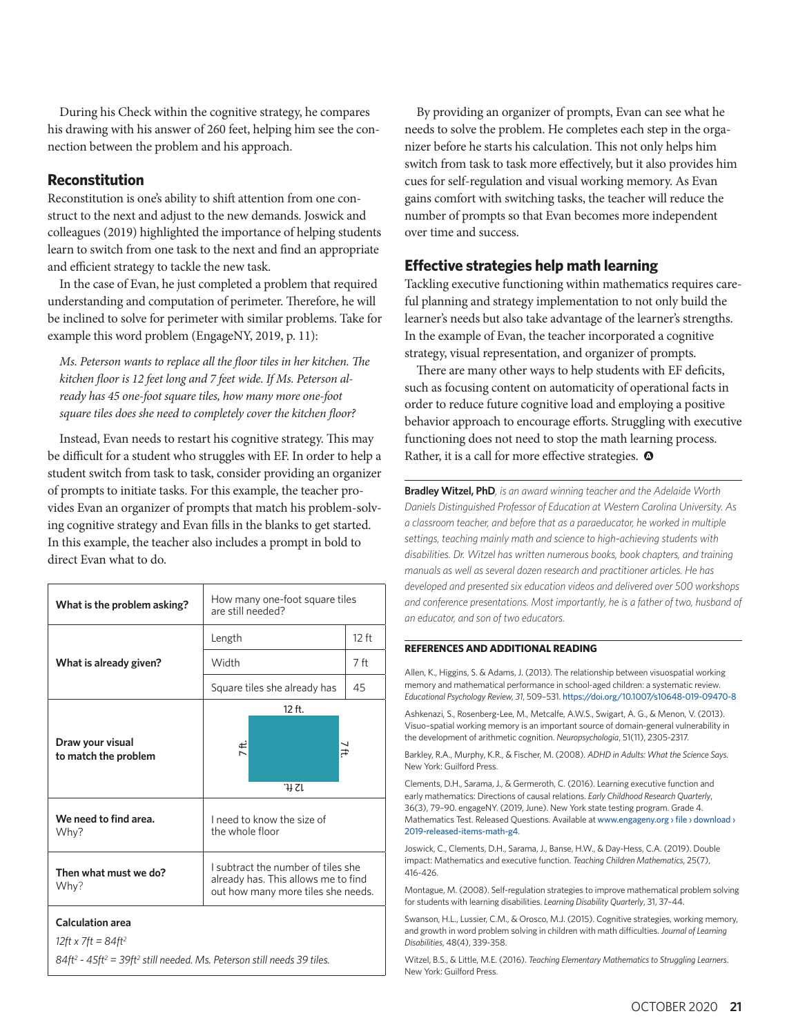During his Check within the cognitive strategy, he compares his drawing with his answer of 260 feet, helping him see the connection between the problem and his approach.

## Reconstitution

Reconstitution is one's ability to shift attention from one construct to the next and adjust to the new demands. Joswick and colleagues (2019) highlighted the importance of helping students learn to switch from one task to the next and find an appropriate and efficient strategy to tackle the new task.

In the case of Evan, he just completed a problem that required understanding and computation of perimeter. Therefore, he will be inclined to solve for perimeter with similar problems. Take for example this word problem (EngageNY, 2019, p. 11):

*Ms. Peterson wants to replace all the floor tiles in her kitchen. The kitchen floor is 12 feet long and 7 feet wide. If Ms. Peterson already has 45 one-foot square tiles, how many more one-foot square tiles does she need to completely cover the kitchen floor?*

Instead, Evan needs to restart his cognitive strategy. This may be difficult for a student who struggles with EF. In order to help a student switch from task to task, consider providing an organizer of prompts to initiate tasks. For this example, the teacher provides Evan an organizer of his problem-solving cognitive strategy and Evan fills in the blanks to get started. In this example, the teacher also includes a prompt in bold to direct Evan what to do.

| | | |
|---|---|---|
| **What is the problem asking?** | How many one-foot square tiles are still needed? | |
| **What is already given?** | Length | 12 ft |
| | Width | 7 ft |
| | Square tiles she already has | 45 |
| **Draw your visual to match the problem** | 12 ft. / 7 ft. / 7 ft. / 12 ft. | |
| **We need to find area.** Why? | I need to know the size of the whole floor | |
| **Then what must we do?** Why? | I subtract the number of tiles she already has. This allows me to find out how many more tiles she needs. | |
| **Calculation area** *12ft x 7ft = 84ft²* *84ft² - 45ft² = 39ft² still needed. Ms. Peterson still needs 39 tiles.* | | |

By providing an organizer of prompts, Evan can see what he needs to solve the problem. He completes each step in the organizer before he starts his calculation. This not only helps him switch from task to task more effectively, but it also provides him cues for self-regulation and visual working memory. As Evan gains comfort with switching tasks, the teacher will reduce the number of prompts so that Evan becomes more independent over time and success.

## Effective strategies help math learning

Tackling executive functioning within mathematics requires careful planning and strategy implementation to not only build the learner's needs but also take advantage of the learner's strengths. In the example of Evan, the teacher incorporated a cognitive strategy, visual representation, and organizer of prompts.

There are many other ways to help students with EF deficits, such as focusing content on automaticity of operational facts in order to reduce future cognitive load and employing a positive behavior approach to encourage efforts. Struggling with executive functioning does not need to stop the math learning process. Rather, it is a call for more effective strategies.

**Bradley Witzel, PhD**, *is an award winning teacher and the Adelaide Worth Daniels Distinguished Professor of Education at Western Carolina University. As a classroom teacher, and before that as a paraeducator, he worked in multiple settings, teaching mainly math and science to high-achieving students with disabilities. Dr. Witzel has written numerous books, book chapters, and training manuals as well as several dozen research and practitioner articles. He has developed and presented six education videos and delivered over 500 workshops and conference presentations. Most importantly, he is a father of two, husband of an educator, and son of two educators.*

### REFERENCES AND ADDITIONAL READING

Allen, K., Higgins, S. & Adams, J. (2013). The relationship between visuospatial working memory and mathematical performance in school-aged children: a systematic review. *Educational Psychology Review, 31*, 509–531. https://doi.org/10.1007/s10648-019-09470-8

Ashkenazi, S., Rosenberg-Lee, M., Metcalfe, A.W.S., Swigart, A. G., & Menon, V. (2013). Visuo–spatial working memory is an important source of domain-general vulnerability in the development of arithmetic cognition. *Neuropsychologia*, 51(11), 2305-2317.

Barkley, R.A., Murphy, K.R., & Fischer, M. (2008). *ADHD in Adults: What the Science Says.* New York: Guilford Press.

Clements, D.H., Sarama, J., & Germeroth, C. (2016). Learning executive function and early mathematics: Directions of causal relations. *Early Childhood Research Quarterly*, 36(3), 79–90. engageNY. (2019, June). New York state testing program. Grade 4. Mathematics Test. Released Questions. Available at www.engageny.org › file › download › 2019-released-items-math-g4.

Joswick, C., Clements, D.H., Sarama, J., Banse, H.W., & Day-Hess, C.A. (2019). Double impact: Mathematics and executive function. *Teaching Children Mathematics*, 25(7), 416-426.

Montague, M. (2008). Self-regulation strategies to improve mathematical problem solving for students with learning disabilities. *Learning Disability Quarterly*, 31, 37–44.

Swanson, H.L., Lussier, C.M., & Orosco, M.J. (2015). Cognitive strategies, working memory, and growth in word problem solving in children with math difficulties. *Journal of Learning Disabilities*, 48(4), 339-358.

Witzel, B.S., & Little, M.E. (2016). *Teaching Elementary Mathematics to Struggling Learners*. New York: Guilford Press.